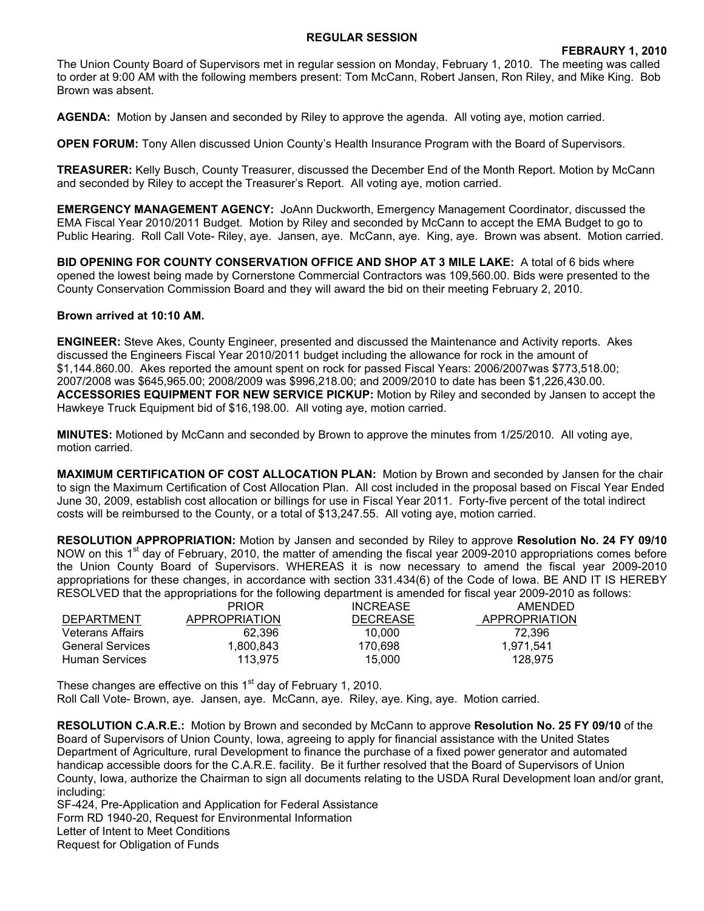**REGULAR SESSION**

**FEBRAURY 1, 2010**

The Union County Board of Supervisors met in regular session on Monday, February 1, 2010. The meeting was called to order at 9:00 AM with the following members present: Tom McCann, Robert Jansen, Ron Riley, and Mike King. Bob Brown was absent.

**AGENDA:** Motion by Jansen and seconded by Riley to approve the agenda. All voting aye, motion carried.

**OPEN FORUM:** Tony Allen discussed Union County's Health Insurance Program with the Board of Supervisors.

**TREASURER:** Kelly Busch, County Treasurer, discussed the December End of the Month Report. Motion by McCann and seconded by Riley to accept the Treasurer's Report. All voting aye, motion carried.

**EMERGENCY MANAGEMENT AGENCY:** JoAnn Duckworth, Emergency Management Coordinator, discussed the EMA Fiscal Year 2010/2011 Budget. Motion by Riley and seconded by McCann to accept the EMA Budget to go to Public Hearing. Roll Call Vote- Riley, aye. Jansen, aye. McCann, aye. King, aye. Brown was absent. Motion carried.

**BID OPENING FOR COUNTY CONSERVATION OFFICE AND SHOP AT 3 MILE LAKE:** A total of 6 bids where opened the lowest being made by Cornerstone Commercial Contractors was 109,560.00. Bids were presented to the County Conservation Commission Board and they will award the bid on their meeting February 2, 2010.

**Brown arrived at 10:10 AM.**

**ENGINEER:** Steve Akes, County Engineer, presented and discussed the Maintenance and Activity reports. Akes discussed the Engineers Fiscal Year 2010/2011 budget including the allowance for rock in the amount of $1,144.860.00. Akes reported the amount spent on rock for passed Fiscal Years: 2006/2007was $773,518.00; 2007/2008 was $645,965.00; 2008/2009 was $996,218.00; and 2009/2010 to date has been $1,226,430.00.
**ACCESSORIES EQUIPMENT FOR NEW SERVICE PICKUP:** Motion by Riley and seconded by Jansen to accept the Hawkeye Truck Equipment bid of $16,198.00. All voting aye, motion carried.

**MINUTES:** Motioned by McCann and seconded by Brown to approve the minutes from 1/25/2010. All voting aye, motion carried.

**MAXIMUM CERTIFICATION OF COST ALLOCATION PLAN:** Motion by Brown and seconded by Jansen for the chair to sign the Maximum Certification of Cost Allocation Plan. All cost included in the proposal based on Fiscal Year Ended June 30, 2009, establish cost allocation or billings for use in Fiscal Year 2011. Forty-five percent of the total indirect costs will be reimbursed to the County, or a total of $13,247.55. All voting aye, motion carried.

**RESOLUTION APPROPRIATION:** Motion by Jansen and seconded by Riley to approve **Resolution No. 24 FY 09/10** NOW on this 1st day of February, 2010, the matter of amending the fiscal year 2009-2010 appropriations comes before the Union County Board of Supervisors. WHEREAS it is now necessary to amend the fiscal year 2009-2010 appropriations for these changes, in accordance with section 331.434(6) of the Code of Iowa. BE AND IT IS HEREBY RESOLVED that the appropriations for the following department is amended for fiscal year 2009-2010 as follows:

| DEPARTMENT | PRIOR APPROPRIATION | INCREASE DECREASE | AMENDED APPROPRIATION |
|---|---|---|---|
| Veterans Affairs | 62,396 | 10,000 | 72,396 |
| General Services | 1,800,843 | 170,698 | 1,971,541 |
| Human Services | 113,975 | 15,000 | 128,975 |

These changes are effective on this 1st day of February 1, 2010.
Roll Call Vote- Brown, aye. Jansen, aye. McCann, aye. Riley, aye. King, aye. Motion carried.

**RESOLUTION C.A.R.E.:** Motion by Brown and seconded by McCann to approve **Resolution No. 25 FY 09/10** of the Board of Supervisors of Union County, Iowa, agreeing to apply for financial assistance with the United States Department of Agriculture, rural Development to finance the purchase of a fixed power generator and automated handicap accessible doors for the C.A.R.E. facility. Be it further resolved that the Board of Supervisors of Union County, Iowa, authorize the Chairman to sign all documents relating to the USDA Rural Development loan and/or grant, including:
SF-424, Pre-Application and Application for Federal Assistance
Form RD 1940-20, Request for Environmental Information
Letter of Intent to Meet Conditions
Request for Obligation of Funds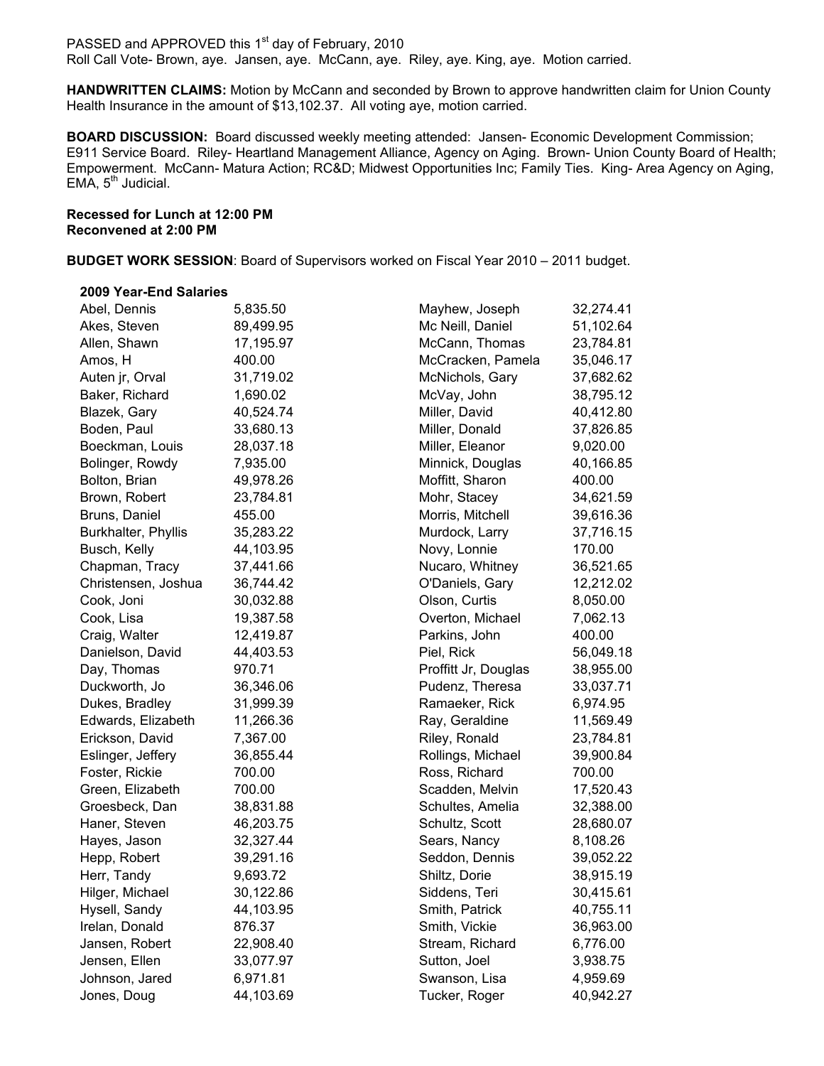PASSED and APPROVED this 1st day of February, 2010
Roll Call Vote- Brown, aye. Jansen, aye. McCann, aye. Riley, aye. King, aye. Motion carried.

**HANDWRITTEN CLAIMS:** Motion by McCann and seconded by Brown to approve handwritten claim for Union County Health Insurance in the amount of $13,102.37. All voting aye, motion carried.

**BOARD DISCUSSION:** Board discussed weekly meeting attended: Jansen- Economic Development Commission; E911 Service Board. Riley- Heartland Management Alliance, Agency on Aging. Brown- Union County Board of Health; Empowerment. McCann- Matura Action; RC&D; Midwest Opportunities Inc; Family Ties. King- Area Agency on Aging, EMA, 5th Judicial.

**Recessed for Lunch at 12:00 PM**
**Reconvened at 2:00 PM**

**BUDGET WORK SESSION**: Board of Supervisors worked on Fiscal Year 2010 – 2011 budget.

**2009 Year-End Salaries**

| Name | Salary |
|---|---|
| Abel, Dennis | 5,835.50 |
| Akes, Steven | 89,499.95 |
| Allen, Shawn | 17,195.97 |
| Amos, H | 400.00 |
| Auten jr, Orval | 31,719.02 |
| Baker, Richard | 1,690.02 |
| Blazek, Gary | 40,524.74 |
| Boden, Paul | 33,680.13 |
| Boeckman, Louis | 28,037.18 |
| Bolinger, Rowdy | 7,935.00 |
| Bolton, Brian | 49,978.26 |
| Brown, Robert | 23,784.81 |
| Bruns, Daniel | 455.00 |
| Burkhalter, Phyllis | 35,283.22 |
| Busch, Kelly | 44,103.95 |
| Chapman, Tracy | 37,441.66 |
| Christensen, Joshua | 36,744.42 |
| Cook, Joni | 30,032.88 |
| Cook, Lisa | 19,387.58 |
| Craig, Walter | 12,419.87 |
| Danielson, David | 44,403.53 |
| Day, Thomas | 970.71 |
| Duckworth, Jo | 36,346.06 |
| Dukes, Bradley | 31,999.39 |
| Edwards, Elizabeth | 11,266.36 |
| Erickson, David | 7,367.00 |
| Eslinger, Jeffery | 36,855.44 |
| Foster, Rickie | 700.00 |
| Green, Elizabeth | 700.00 |
| Groesbeck, Dan | 38,831.88 |
| Haner, Steven | 46,203.75 |
| Hayes, Jason | 32,327.44 |
| Hepp, Robert | 39,291.16 |
| Herr, Tandy | 9,693.72 |
| Hilger, Michael | 30,122.86 |
| Hysell, Sandy | 44,103.95 |
| Irelan, Donald | 876.37 |
| Jansen, Robert | 22,908.40 |
| Jensen, Ellen | 33,077.97 |
| Johnson, Jared | 6,971.81 |
| Jones, Doug | 44,103.69 |
| Mayhew, Joseph | 32,274.41 |
| Mc Neill, Daniel | 51,102.64 |
| McCann, Thomas | 23,784.81 |
| McCracken, Pamela | 35,046.17 |
| McNichols, Gary | 37,682.62 |
| McVay, John | 38,795.12 |
| Miller, David | 40,412.80 |
| Miller, Donald | 37,826.85 |
| Miller, Eleanor | 9,020.00 |
| Minnick, Douglas | 40,166.85 |
| Moffitt, Sharon | 400.00 |
| Mohr, Stacey | 34,621.59 |
| Morris, Mitchell | 39,616.36 |
| Murdock, Larry | 37,716.15 |
| Novy, Lonnie | 170.00 |
| Nucaro, Whitney | 36,521.65 |
| O'Daniels, Gary | 12,212.02 |
| Olson, Curtis | 8,050.00 |
| Overton, Michael | 7,062.13 |
| Parkins, John | 400.00 |
| Piel, Rick | 56,049.18 |
| Proffitt Jr, Douglas | 38,955.00 |
| Pudenz, Theresa | 33,037.71 |
| Ramaeker, Rick | 6,974.95 |
| Ray, Geraldine | 11,569.49 |
| Riley, Ronald | 23,784.81 |
| Rollings, Michael | 39,900.84 |
| Ross, Richard | 700.00 |
| Scadden, Melvin | 17,520.43 |
| Schultes, Amelia | 32,388.00 |
| Schultz, Scott | 28,680.07 |
| Sears, Nancy | 8,108.26 |
| Seddon, Dennis | 39,052.22 |
| Shiltz, Dorie | 38,915.19 |
| Siddens, Teri | 30,415.61 |
| Smith, Patrick | 40,755.11 |
| Smith, Vickie | 36,963.00 |
| Stream, Richard | 6,776.00 |
| Sutton, Joel | 3,938.75 |
| Swanson, Lisa | 4,959.69 |
| Tucker, Roger | 40,942.27 |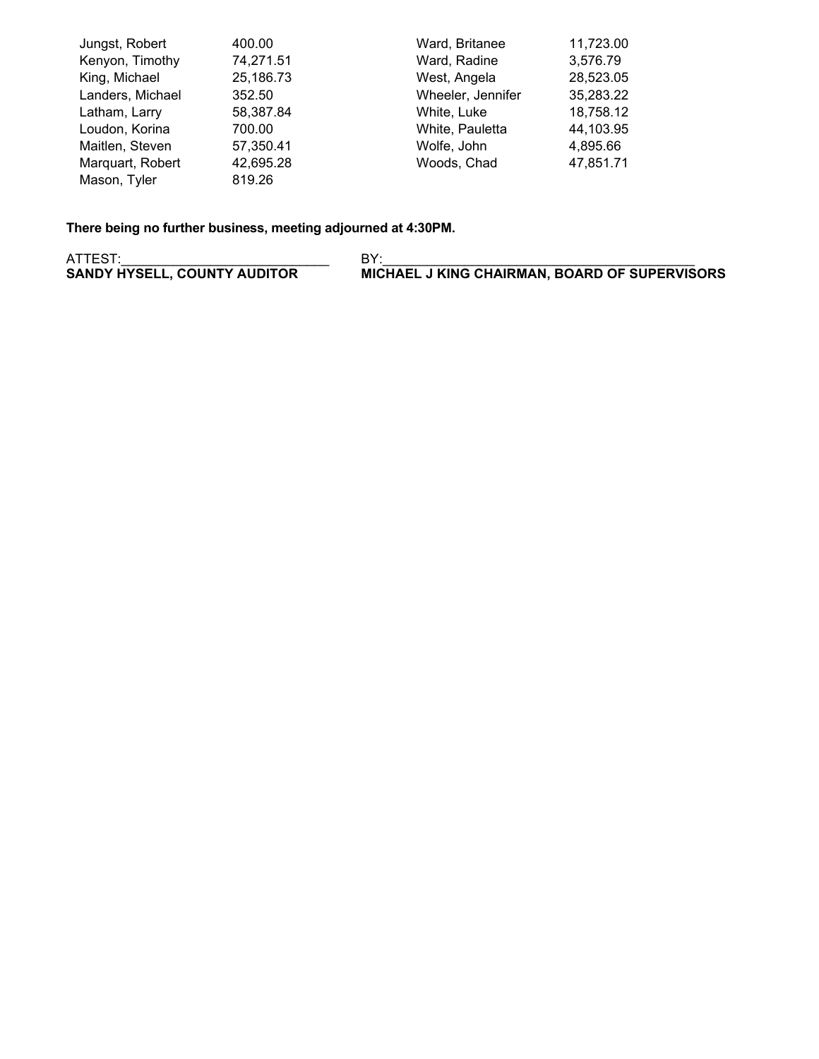| | |
|---|---|
| Jungst, Robert | 400.00 |
| Kenyon, Timothy | 74,271.51 |
| King, Michael | 25,186.73 |
| Landers, Michael | 352.50 |
| Latham, Larry | 58,387.84 |
| Loudon, Korina | 700.00 |
| Maitlen, Steven | 57,350.41 |
| Marquart, Robert | 42,695.28 |
| Mason, Tyler | 819.26 |
| Ward, Britanee | 11,723.00 |
| Ward, Radine | 3,576.79 |
| West, Angela | 28,523.05 |
| Wheeler, Jennifer | 35,283.22 |
| White, Luke | 18,758.12 |
| White, Pauletta | 44,103.95 |
| Wolfe, John | 4,895.66 |
| Woods, Chad | 47,851.71 |

**There being no further business, meeting adjourned at 4:30PM.**

ATTEST:____________________________
**SANDY HYSELL, COUNTY AUDITOR**

BY:__________________________________________
**MICHAEL J KING CHAIRMAN, BOARD OF SUPERVISORS**